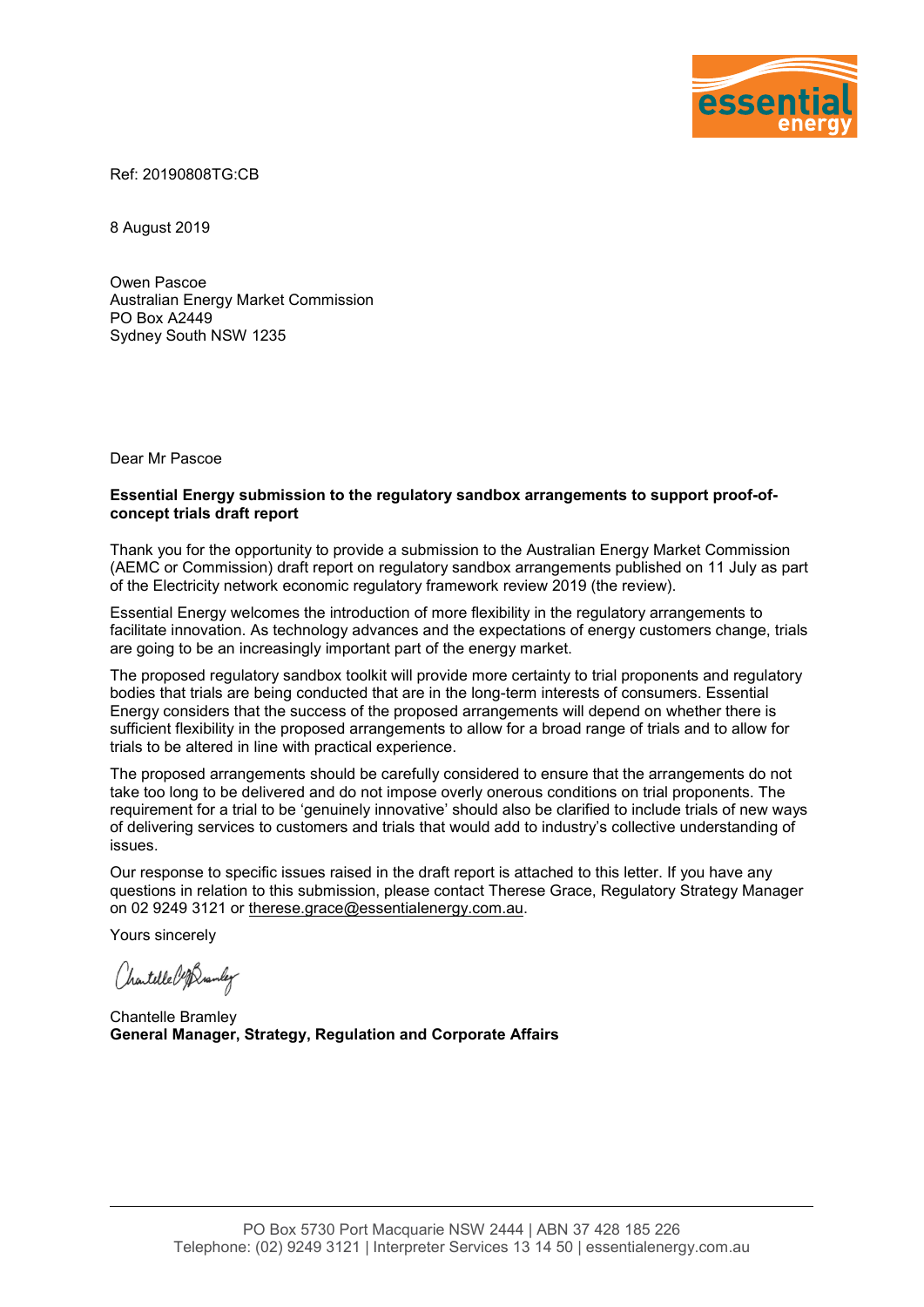Ref: 20190808TG:CB

8 August 2019

Owen Pascoe
Australian Energy Market Commission
PO Box A2449
Sydney South NSW 1235

Dear Mr Pascoe

**Essential Energy submission to the regulatory sandbox arrangements to support proof-of-concept trials draft report**

Thank you for the opportunity to provide a submission to the Australian Energy Market Commission (AEMC or Commission) draft report on regulatory sandbox arrangements published on 11 July as part of the Electricity network economic regulatory framework review 2019 (the review).

Essential Energy welcomes the introduction of more flexibility in the regulatory arrangements to facilitate innovation. As technology advances and the expectations of energy customers change, trials are going to be an increasingly important part of the energy market.

The proposed regulatory sandbox toolkit will provide more certainty to trial proponents and regulatory bodies that trials are being conducted that are in the long-term interests of consumers. Essential Energy considers that the success of the proposed arrangements will depend on whether there is sufficient flexibility in the proposed arrangements to allow for a broad range of trials and to allow for trials to be altered in line with practical experience.

The proposed arrangements should be carefully considered to ensure that the arrangements do not take too long to be delivered and do not impose overly onerous conditions on trial proponents. The requirement for a trial to be 'genuinely innovative' should also be clarified to include trials of new ways of delivering services to customers and trials that would add to industry's collective understanding of issues.

Our response to specific issues raised in the draft report is attached to this letter. If you have any questions in relation to this submission, please contact Therese Grace, Regulatory Strategy Manager on 02 9249 3121 or therese.grace@essentialenergy.com.au.

Yours sincerely

Chantelle Bramley
**General Manager, Strategy, Regulation and Corporate Affairs**

PO Box 5730 Port Macquarie NSW 2444 | ABN 37 428 185 226
Telephone: (02) 9249 3121 | Interpreter Services 13 14 50 | essentialenergy.com.au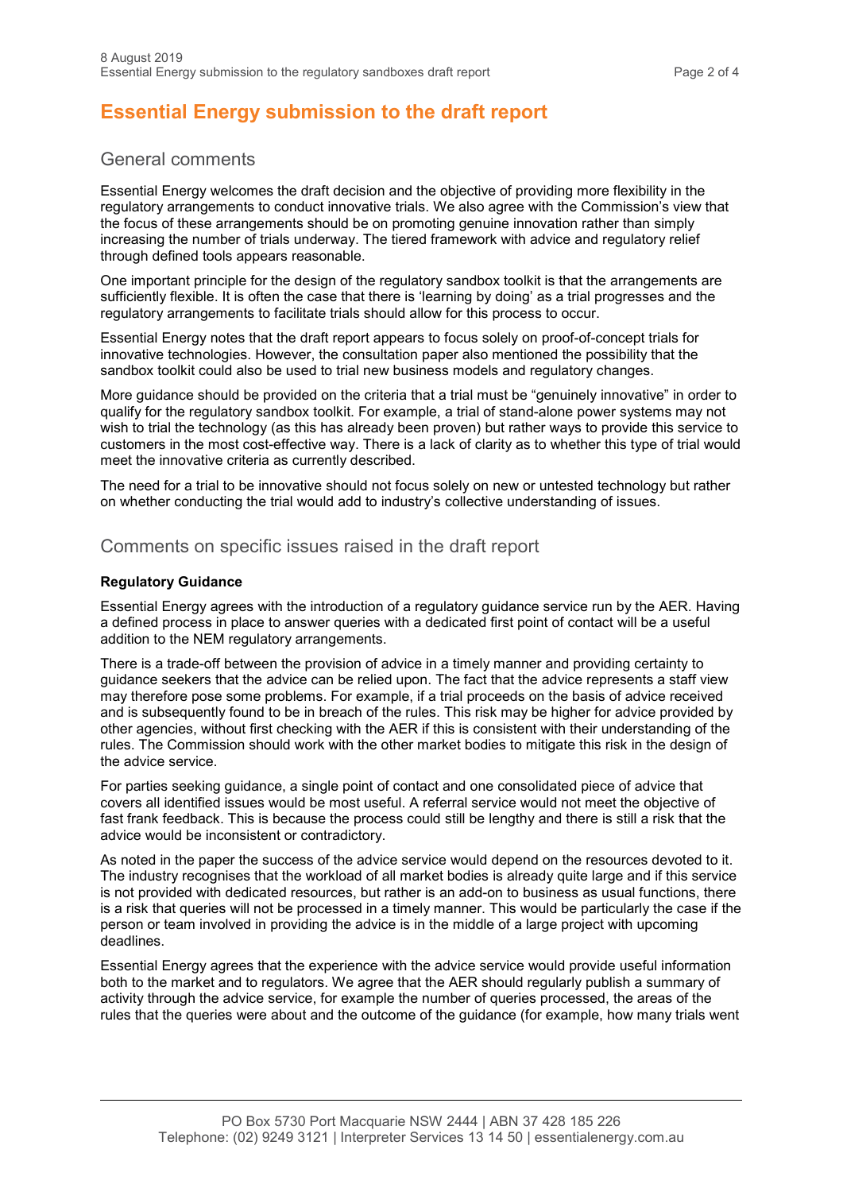# Essential Energy submission to the draft report

## General comments

Essential Energy welcomes the draft decision and the objective of providing more flexibility in the regulatory arrangements to conduct innovative trials. We also agree with the Commission's view that the focus of these arrangements should be on promoting genuine innovation rather than simply increasing the number of trials underway. The tiered framework with advice and regulatory relief through defined tools appears reasonable.

One important principle for the design of the regulatory sandbox toolkit is that the arrangements are sufficiently flexible. It is often the case that there is 'learning by doing' as a trial progresses and the regulatory arrangements to facilitate trials should allow for this process to occur.

Essential Energy notes that the draft report appears to focus solely on proof-of-concept trials for innovative technologies. However, the consultation paper also mentioned the possibility that the sandbox toolkit could also be used to trial new business models and regulatory changes.

More guidance should be provided on the criteria that a trial must be "genuinely innovative" in order to qualify for the regulatory sandbox toolkit. For example, a trial of stand-alone power systems may not wish to trial the technology (as this has already been proven) but rather ways to provide this service to customers in the most cost-effective way. There is a lack of clarity as to whether this type of trial would meet the innovative criteria as currently described.

The need for a trial to be innovative should not focus solely on new or untested technology but rather on whether conducting the trial would add to industry's collective understanding of issues.

## Comments on specific issues raised in the draft report

### Regulatory Guidance

Essential Energy agrees with the introduction of a regulatory guidance service run by the AER. Having a defined process in place to answer queries with a dedicated first point of contact will be a useful addition to the NEM regulatory arrangements.

There is a trade-off between the provision of advice in a timely manner and providing certainty to guidance seekers that the advice can be relied upon. The fact that the advice represents a staff view may therefore pose some problems. For example, if a trial proceeds on the basis of advice received and is subsequently found to be in breach of the rules. This risk may be higher for advice provided by other agencies, without first checking with the AER if this is consistent with their understanding of the rules. The Commission should work with the other market bodies to mitigate this risk in the design of the advice service.

For parties seeking guidance, a single point of contact and one consolidated piece of advice that covers all identified issues would be most useful. A referral service would not meet the objective of fast frank feedback. This is because the process could still be lengthy and there is still a risk that the advice would be inconsistent or contradictory.

As noted in the paper the success of the advice service would depend on the resources devoted to it. The industry recognises that the workload of all market bodies is already quite large and if this service is not provided with dedicated resources, but rather is an add-on to business as usual functions, there is a risk that queries will not be processed in a timely manner. This would be particularly the case if the person or team involved in providing the advice is in the middle of a large project with upcoming deadlines.

Essential Energy agrees that the experience with the advice service would provide useful information both to the market and to regulators. We agree that the AER should regularly publish a summary of activity through the advice service, for example the number of queries processed, the areas of the rules that the queries were about and the outcome of the guidance (for example, how many trials went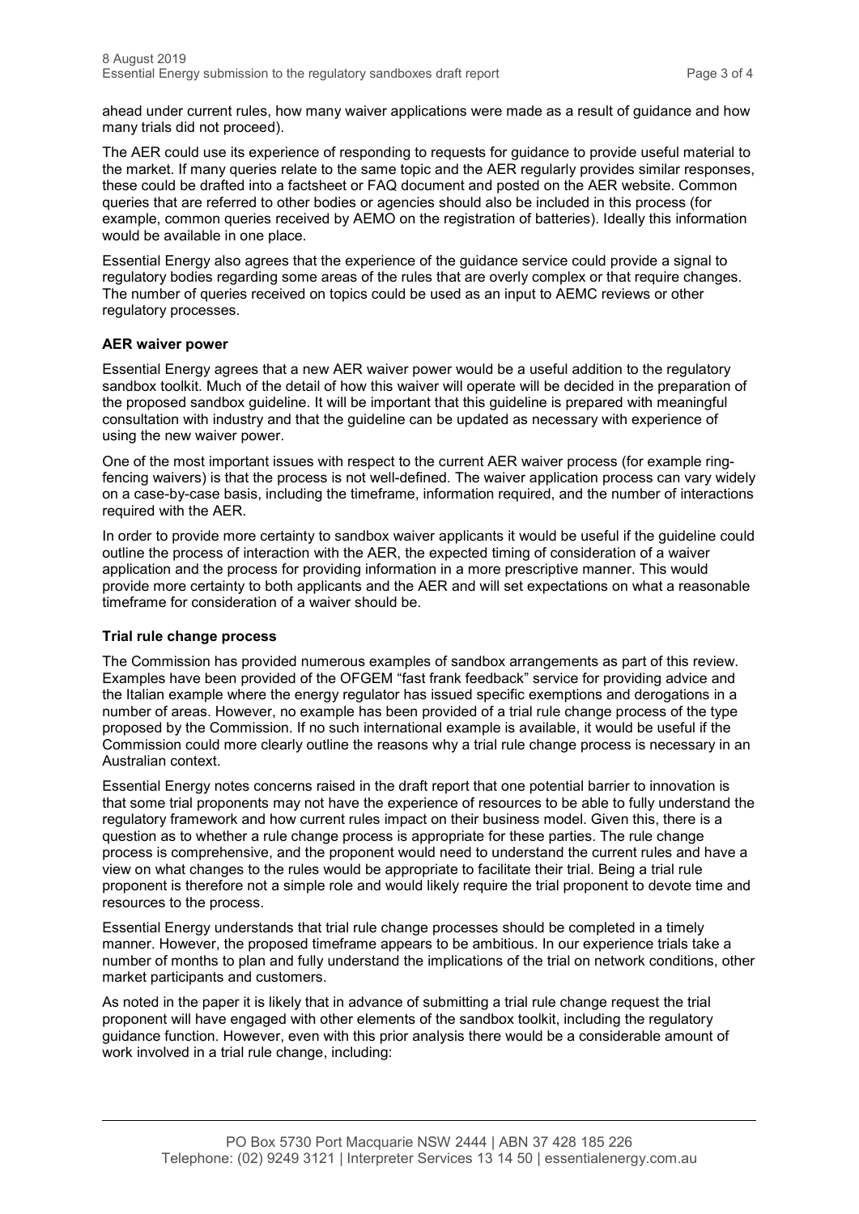ahead under current rules, how many waiver applications were made as a result of guidance and how many trials did not proceed).

The AER could use its experience of responding to requests for guidance to provide useful material to the market. If many queries relate to the same topic and the AER regularly provides similar responses, these could be drafted into a factsheet or FAQ document and posted on the AER website. Common queries that are referred to other bodies or agencies should also be included in this process (for example, common queries received by AEMO on the registration of batteries). Ideally this information would be available in one place.

Essential Energy also agrees that the experience of the guidance service could provide a signal to regulatory bodies regarding some areas of the rules that are overly complex or that require changes. The number of queries received on topics could be used as an input to AEMC reviews or other regulatory processes.

**AER waiver power**

Essential Energy agrees that a new AER waiver power would be a useful addition to the regulatory sandbox toolkit. Much of the detail of how this waiver will operate will be decided in the preparation of the proposed sandbox guideline. It will be important that this guideline is prepared with meaningful consultation with industry and that the guideline can be updated as necessary with experience of using the new waiver power.

One of the most important issues with respect to the current AER waiver process (for example ring-fencing waivers) is that the process is not well-defined. The waiver application process can vary widely on a case-by-case basis, including the timeframe, information required, and the number of interactions required with the AER.

In order to provide more certainty to sandbox waiver applicants it would be useful if the guideline could outline the process of interaction with the AER, the expected timing of consideration of a waiver application and the process for providing information in a more prescriptive manner. This would provide more certainty to both applicants and the AER and will set expectations on what a reasonable timeframe for consideration of a waiver should be.

**Trial rule change process**

The Commission has provided numerous examples of sandbox arrangements as part of this review. Examples have been provided of the OFGEM "fast frank feedback" service for providing advice and the Italian example where the energy regulator has issued specific exemptions and derogations in a number of areas. However, no example has been provided of a trial rule change process of the type proposed by the Commission. If no such international example is available, it would be useful if the Commission could more clearly outline the reasons why a trial rule change process is necessary in an Australian context.

Essential Energy notes concerns raised in the draft report that one potential barrier to innovation is that some trial proponents may not have the experience of resources to be able to fully understand the regulatory framework and how current rules impact on their business model. Given this, there is a question as to whether a rule change process is appropriate for these parties. The rule change process is comprehensive, and the proponent would need to understand the current rules and have a view on what changes to the rules would be appropriate to facilitate their trial. Being a trial rule proponent is therefore not a simple role and would likely require the trial proponent to devote time and resources to the process.

Essential Energy understands that trial rule change processes should be completed in a timely manner. However, the proposed timeframe appears to be ambitious. In our experience trials take a number of months to plan and fully understand the implications of the trial on network conditions, other market participants and customers.

As noted in the paper it is likely that in advance of submitting a trial rule change request the trial proponent will have engaged with other elements of the sandbox toolkit, including the regulatory guidance function. However, even with this prior analysis there would be a considerable amount of work involved in a trial rule change, including: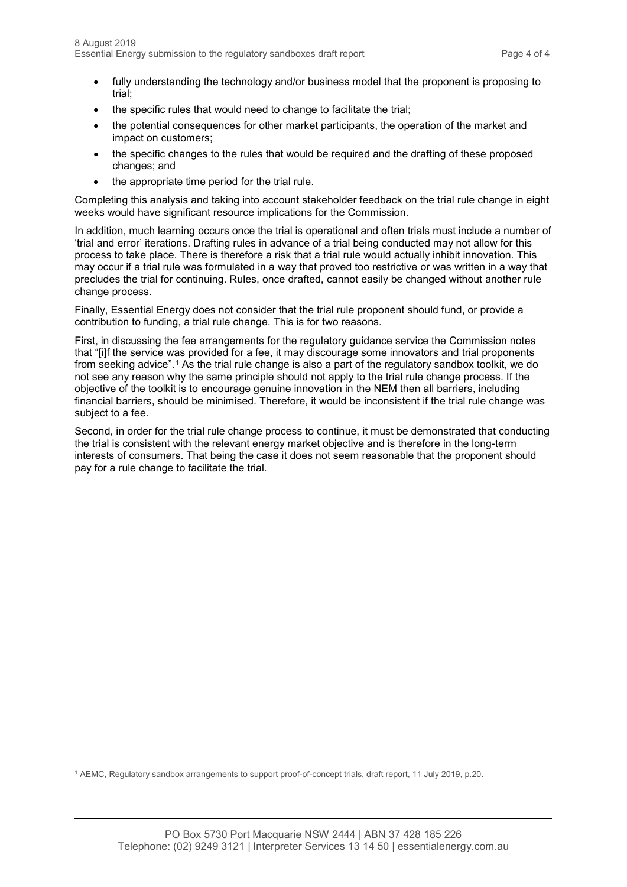- fully understanding the technology and/or business model that the proponent is proposing to trial;
- the specific rules that would need to change to facilitate the trial;
- the potential consequences for other market participants, the operation of the market and impact on customers;
- the specific changes to the rules that would be required and the drafting of these proposed changes; and
- the appropriate time period for the trial rule.

Completing this analysis and taking into account stakeholder feedback on the trial rule change in eight weeks would have significant resource implications for the Commission.

In addition, much learning occurs once the trial is operational and often trials must include a number of 'trial and error' iterations. Drafting rules in advance of a trial being conducted may not allow for this process to take place. There is therefore a risk that a trial rule would actually inhibit innovation. This may occur if a trial rule was formulated in a way that proved too restrictive or was written in a way that precludes the trial for continuing. Rules, once drafted, cannot easily be changed without another rule change process.

Finally, Essential Energy does not consider that the trial rule proponent should fund, or provide a contribution to funding, a trial rule change. This is for two reasons.

First, in discussing the fee arrangements for the regulatory guidance service the Commission notes that "[i]f the service was provided for a fee, it may discourage some innovators and trial proponents from seeking advice".[1] As the trial rule change is also a part of the regulatory sandbox toolkit, we do not see any reason why the same principle should not apply to the trial rule change process. If the objective of the toolkit is to encourage genuine innovation in the NEM then all barriers, including financial barriers, should be minimised. Therefore, it would be inconsistent if the trial rule change was subject to a fee.

Second, in order for the trial rule change process to continue, it must be demonstrated that conducting the trial is consistent with the relevant energy market objective and is therefore in the long-term interests of consumers. That being the case it does not seem reasonable that the proponent should pay for a rule change to facilitate the trial.

[1] AEMC, Regulatory sandbox arrangements to support proof-of-concept trials, draft report, 11 July 2019, p.20.